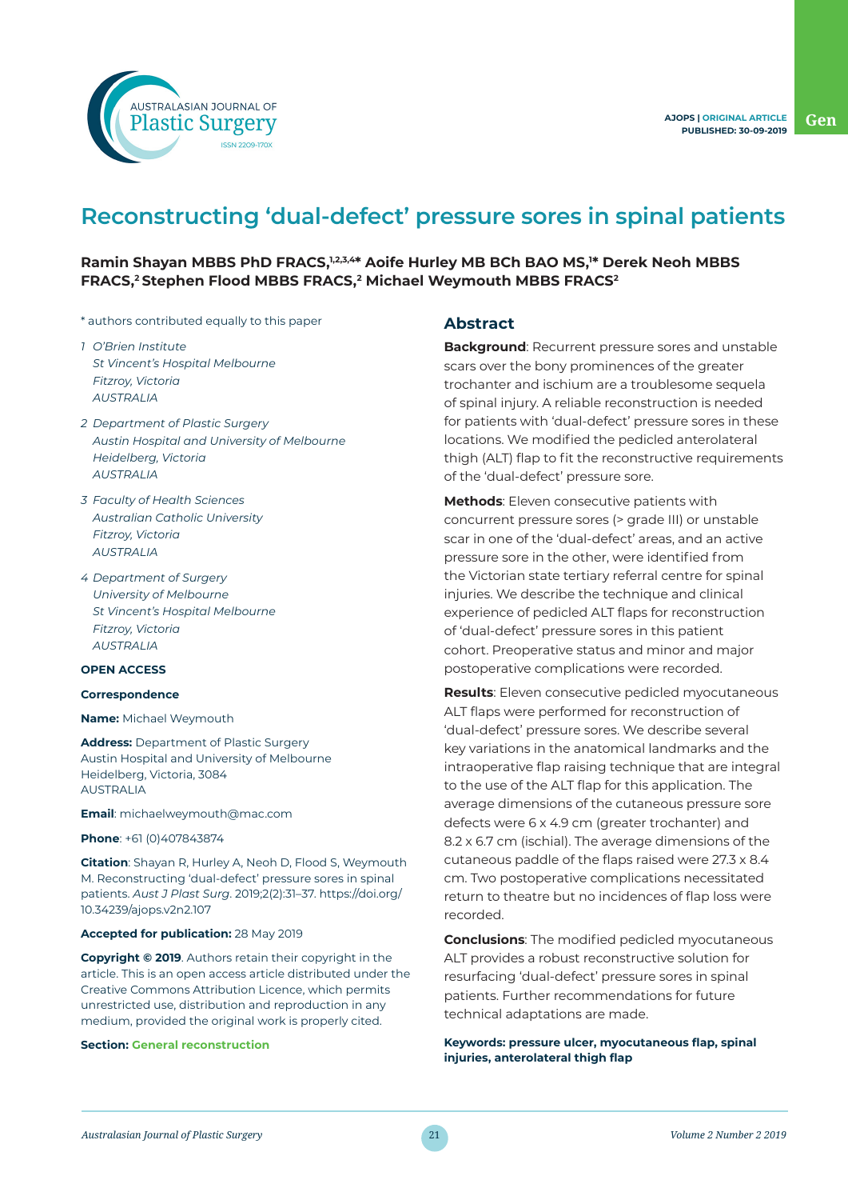# Reconstructing 'dual-defect' pressure sores in spinal patients

**Ramin Shayan MBBS PhD FRACS,[1,2,3,4]* Aoife Hurley MB BCh BAO MS,[1]* Derek Neoh MBBS FRACS,[2] Stephen Flood MBBS FRACS,[2] Michael Weymouth MBBS FRACS[2]**

* authors contributed equally to this paper

1 *O'Brien Institute*
*St Vincent's Hospital Melbourne*
*Fitzroy, Victoria*
*AUSTRALIA*

2 *Department of Plastic Surgery*
*Austin Hospital and University of Melbourne*
*Heidelberg, Victoria*
*AUSTRALIA*

3 *Faculty of Health Sciences*
*Australian Catholic University*
*Fitzroy, Victoria*
*AUSTRALIA*

4 *Department of Surgery*
*University of Melbourne*
*St Vincent's Hospital Melbourne*
*Fitzroy, Victoria*
*AUSTRALIA*

**OPEN ACCESS**

**Correspondence**

**Name:** Michael Weymouth

**Address:** Department of Plastic Surgery
Austin Hospital and University of Melbourne
Heidelberg, Victoria, 3084
AUSTRALIA

**Email**: michaelweymouth@mac.com

**Phone**: +61 (0)407843874

**Citation**: Shayan R, Hurley A, Neoh D, Flood S, Weymouth M. Reconstructing 'dual-defect' pressure sores in spinal patients. *Aust J Plast Surg*. 2019;2(2):31–37. https://doi.org/10.34239/ajops.v2n2.107

**Accepted for publication:** 28 May 2019

**Copyright © 2019**. Authors retain their copyright in the article. This is an open access article distributed under the Creative Commons Attribution Licence, which permits unrestricted use, distribution and reproduction in any medium, provided the original work is properly cited.

**Section:** General reconstruction

## Abstract

**Background**: Recurrent pressure sores and unstable scars over the bony prominences of the greater trochanter and ischium are a troublesome sequela of spinal injury. A reliable reconstruction is needed for patients with 'dual-defect' pressure sores in these locations. We modified the pedicled anterolateral thigh (ALT) flap to fit the reconstructive requirements of the 'dual-defect' pressure sore.

**Methods**: Eleven consecutive patients with concurrent pressure sores (> grade III) or unstable scar in one of the 'dual-defect' areas, and an active pressure sore in the other, were identified from the Victorian state tertiary referral centre for spinal injuries. We describe the technique and clinical experience of pedicled ALT flaps for reconstruction of 'dual-defect' pressure sores in this patient cohort. Preoperative status and minor and major postoperative complications were recorded.

**Results**: Eleven consecutive pedicled myocutaneous ALT flaps were performed for reconstruction of 'dual-defect' pressure sores. We describe several key variations in the anatomical landmarks and the intraoperative flap raising technique that are integral to the use of the ALT flap for this application. The average dimensions of the cutaneous pressure sore defects were 6 x 4.9 cm (greater trochanter) and 8.2 x 6.7 cm (ischial). The average dimensions of the cutaneous paddle of the flaps raised were 27.3 x 8.4 cm. Two postoperative complications necessitated return to theatre but no incidences of flap loss were recorded.

**Conclusions**: The modified pedicled myocutaneous ALT provides a robust reconstructive solution for resurfacing 'dual-defect' pressure sores in spinal patients. Further recommendations for future technical adaptations are made.

**Keywords: pressure ulcer, myocutaneous flap, spinal injuries, anterolateral thigh flap**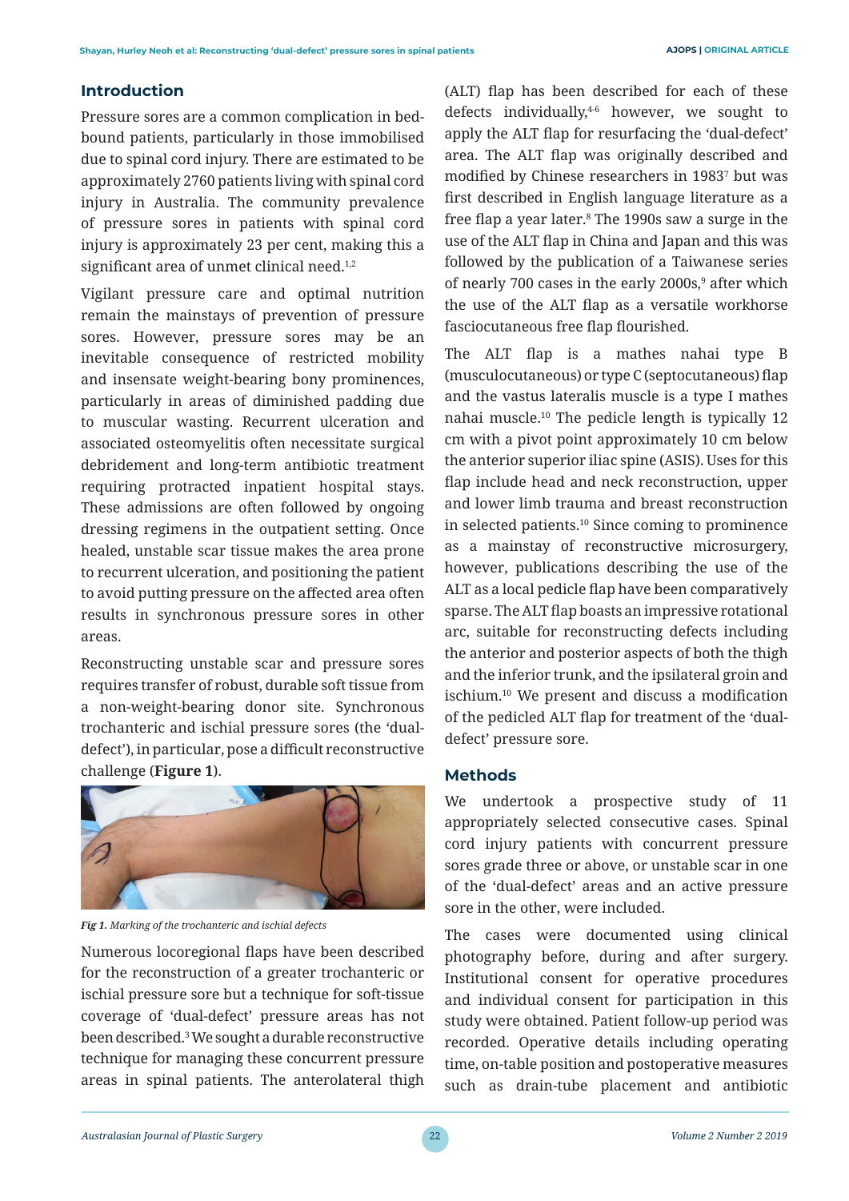## Introduction

Pressure sores are a common complication in bed-bound patients, particularly in those immobilised due to spinal cord injury. There are estimated to be approximately 2760 patients living with spinal cord injury in Australia. The community prevalence of pressure sores in patients with spinal cord injury is approximately 23 per cent, making this a significant area of unmet clinical need.[1,2]

Vigilant pressure care and optimal nutrition remain the mainstays of prevention of pressure sores. However, pressure sores may be an inevitable consequence of restricted mobility and insensate weight-bearing bony prominences, particularly in areas of diminished padding due to muscular wasting. Recurrent ulceration and associated osteomyelitis often necessitate surgical debridement and long-term antibiotic treatment requiring protracted inpatient hospital stays. These admissions are often followed by ongoing dressing regimens in the outpatient setting. Once healed, unstable scar tissue makes the area prone to recurrent ulceration, and positioning the patient to avoid putting pressure on the affected area often results in synchronous pressure sores in other areas.

Reconstructing unstable scar and pressure sores requires transfer of robust, durable soft tissue from a non-weight-bearing donor site. Synchronous trochanteric and ischial pressure sores (the 'dual-defect'), in particular, pose a difficult reconstructive challenge (**Figure 1**).

*Fig 1. Marking of the trochanteric and ischial defects*

Numerous locoregional flaps have been described for the reconstruction of a greater trochanteric or ischial pressure sore but a technique for soft-tissue coverage of 'dual-defect' pressure areas has not been described.[3] We sought a durable reconstructive technique for managing these concurrent pressure areas in spinal patients. The anterolateral thigh (ALT) flap has been described for each of these defects individually,[4-6] however, we sought to apply the ALT flap for resurfacing the 'dual-defect' area. The ALT flap was originally described and modified by Chinese researchers in 1983[7] but was first described in English language literature as a free flap a year later.[8] The 1990s saw a surge in the use of the ALT flap in China and Japan and this was followed by the publication of a Taiwanese series of nearly 700 cases in the early 2000s,[9] after which the use of the ALT flap as a versatile workhorse fasciocutaneous free flap flourished.

The ALT flap is a mathes nahai type B (musculocutaneous) or type C (septocutaneous) flap and the vastus lateralis muscle is a type I mathes nahai muscle.[10] The pedicle length is typically 12 cm with a pivot point approximately 10 cm below the anterior superior iliac spine (ASIS). Uses for this flap include head and neck reconstruction, upper and lower limb trauma and breast reconstruction in selected patients.[10] Since coming to prominence as a mainstay of reconstructive microsurgery, however, publications describing the use of the ALT as a local pedicle flap have been comparatively sparse. The ALT flap boasts an impressive rotational arc, suitable for reconstructing defects including the anterior and posterior aspects of both the thigh and the inferior trunk, and the ipsilateral groin and ischium.[10] We present and discuss a modification of the pedicled ALT flap for treatment of the 'dual-defect' pressure sore.

## Methods

We undertook a prospective study of 11 appropriately selected consecutive cases. Spinal cord injury patients with concurrent pressure sores grade three or above, or unstable scar in one of the 'dual-defect' areas and an active pressure sore in the other, were included.

The cases were documented using clinical photography before, during and after surgery. Institutional consent for operative procedures and individual consent for participation in this study were obtained. Patient follow-up period was recorded. Operative details including operating time, on-table position and postoperative measures such as drain-tube placement and antibiotic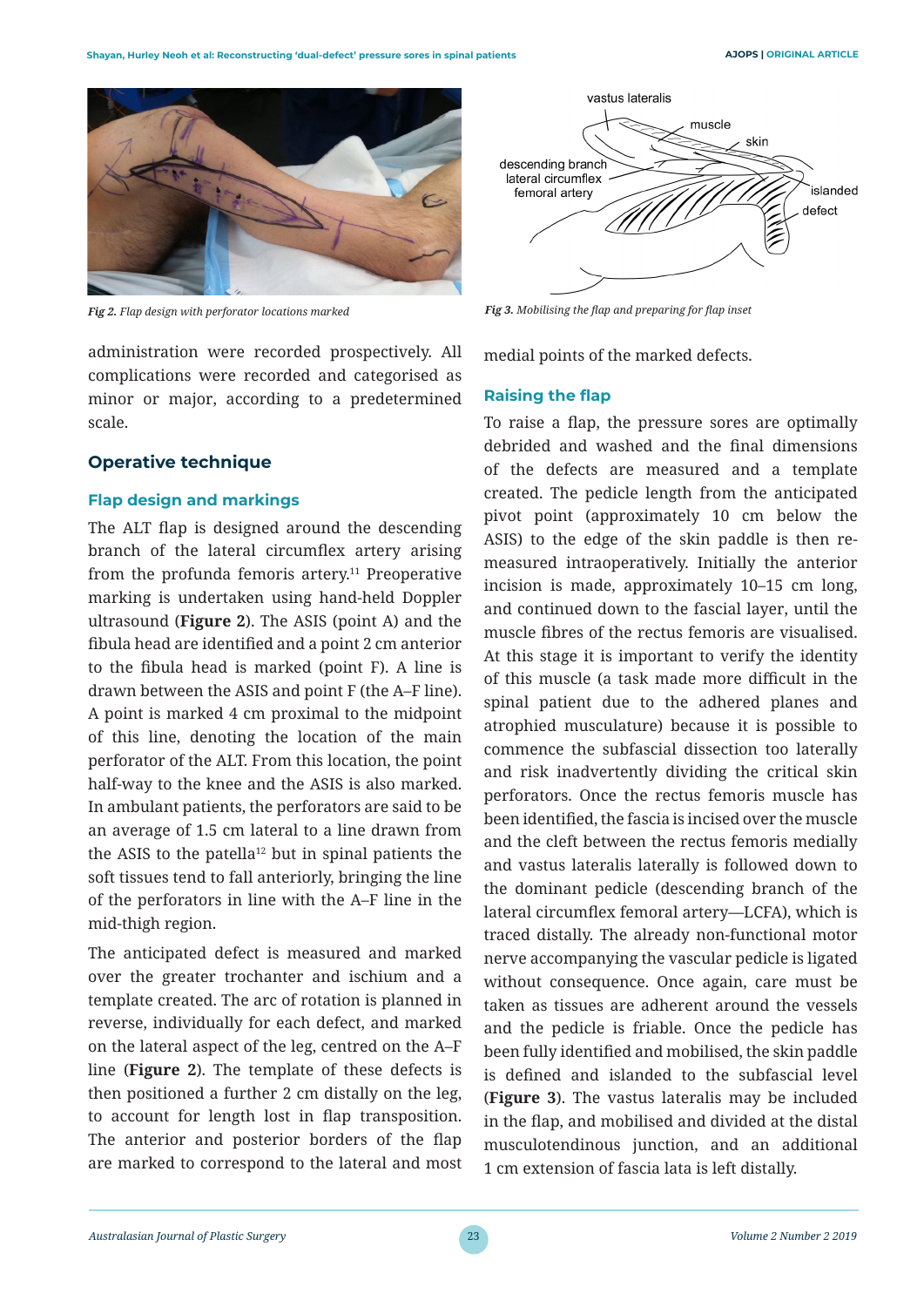*Fig 2. Flap design with perforator locations marked*

vastus lateralis

muscle

skin

descending branch
lateral circumflex
femoral artery

islanded
defect

*Fig 3. Mobilising the flap and preparing for flap inset*

administration were recorded prospectively. All complications were recorded and categorised as minor or major, according to a predetermined scale.

## Operative technique

### Flap design and markings

The ALT flap is designed around the descending branch of the lateral circumflex artery arising from the profunda femoris artery.[11] Preoperative marking is undertaken using hand-held Doppler ultrasound (**Figure 2**). The ASIS (point A) and the fibula head are identified and a point 2 cm anterior to the fibula head is marked (point F). A line is drawn between the ASIS and point F (the A–F line). A point is marked 4 cm proximal to the midpoint of this line, denoting the location of the main perforator of the ALT. From this location, the point half-way to the knee and the ASIS is also marked. In ambulant patients, the perforators are said to be an average of 1.5 cm lateral to a line drawn from the ASIS to the patella[12] but in spinal patients the soft tissues tend to fall anteriorly, bringing the line of the perforators in line with the A–F line in the mid-thigh region.

The anticipated defect is measured and marked over the greater trochanter and ischium and a template created. The arc of rotation is planned in reverse, individually for each defect, and marked on the lateral aspect of the leg, centred on the A–F line (**Figure 2**). The template of these defects is then positioned a further 2 cm distally on the leg, to account for length lost in flap transposition. The anterior and posterior borders of the flap are marked to correspond to the lateral and most medial points of the marked defects.

### Raising the flap

To raise a flap, the pressure sores are optimally debrided and washed and the final dimensions of the defects are measured and a template created. The pedicle length from the anticipated pivot point (approximately 10 cm below the ASIS) to the edge of the skin paddle is then re-measured intraoperatively. Initially the anterior incision is made, approximately 10–15 cm long, and continued down to the fascial layer, until the muscle fibres of the rectus femoris are visualised. At this stage it is important to verify the identity of this muscle (a task made more difficult in the spinal patient due to the adhered planes and atrophied musculature) because it is possible to commence the subfascial dissection too laterally and risk inadvertently dividing the critical skin perforators. Once the rectus femoris muscle has been identified, the fascia is incised over the muscle and the cleft between the rectus femoris medially and vastus lateralis laterally is followed down to the dominant pedicle (descending branch of the lateral circumflex femoral artery—LCFA), which is traced distally. The already non-functional motor nerve accompanying the vascular pedicle is ligated without consequence. Once again, care must be taken as tissues are adherent around the vessels and the pedicle is friable. Once the pedicle has been fully identified and mobilised, the skin paddle is defined and islanded to the subfascial level (**Figure 3**). The vastus lateralis may be included in the flap, and mobilised and divided at the distal musculotendinous junction, and an additional 1 cm extension of fascia lata is left distally.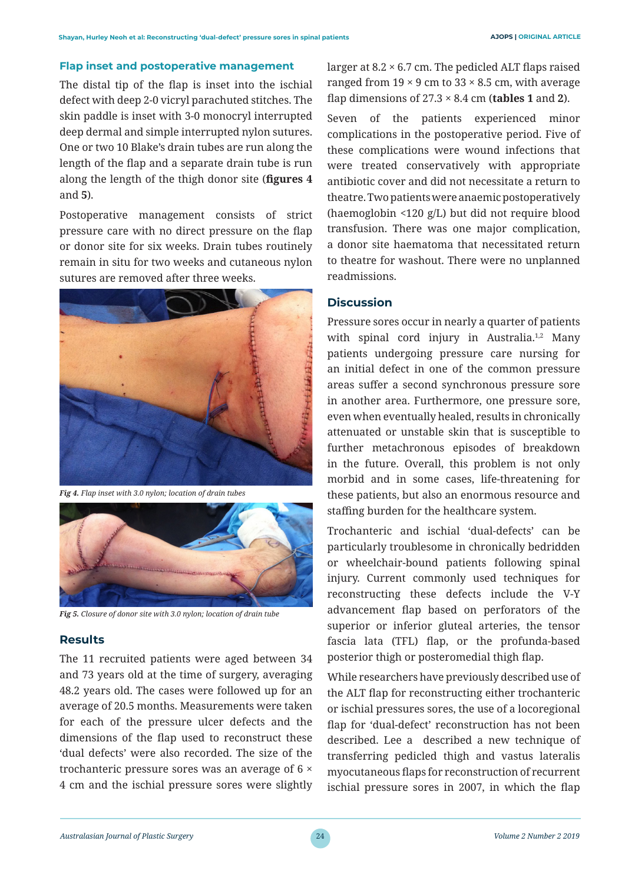## Flap inset and postoperative management

The distal tip of the flap is inset into the ischial defect with deep 2-0 vicryl parachuted stitches. The skin paddle is inset with 3-0 monocryl interrupted deep dermal and simple interrupted nylon sutures. One or two 10 Blake's drain tubes are run along the length of the flap and a separate drain tube is run along the length of the thigh donor site (**figures 4** and **5**).

Postoperative management consists of strict pressure care with no direct pressure on the flap or donor site for six weeks. Drain tubes routinely remain in situ for two weeks and cutaneous nylon sutures are removed after three weeks.

***Fig 4.*** *Flap inset with 3.0 nylon; location of drain tubes*

***Fig 5.*** *Closure of donor site with 3.0 nylon; location of drain tube*

## Results

The 11 recruited patients were aged between 34 and 73 years old at the time of surgery, averaging 48.2 years old. The cases were followed up for an average of 20.5 months. Measurements were taken for each of the pressure ulcer defects and the dimensions of the flap used to reconstruct these 'dual defects' were also recorded. The size of the trochanteric pressure sores was an average of 6 × 4 cm and the ischial pressure sores were slightly larger at 8.2 × 6.7 cm. The pedicled ALT flaps raised ranged from 19 × 9 cm to 33 × 8.5 cm, with average flap dimensions of 27.3 × 8.4 cm (**tables 1** and **2**).

Seven of the patients experienced minor complications in the postoperative period. Five of these complications were wound infections that were treated conservatively with appropriate antibiotic cover and did not necessitate a return to theatre. Two patients were anaemic postoperatively (haemoglobin <120 g/L) but did not require blood transfusion. There was one major complication, a donor site haematoma that necessitated return to theatre for washout. There were no unplanned readmissions.

## Discussion

Pressure sores occur in nearly a quarter of patients with spinal cord injury in Australia.[1,2] Many patients undergoing pressure care nursing for an initial defect in one of the common pressure areas suffer a second synchronous pressure sore in another area. Furthermore, one pressure sore, even when eventually healed, results in chronically attenuated or unstable skin that is susceptible to further metachronous episodes of breakdown in the future. Overall, this problem is not only morbid and in some cases, life-threatening for these patients, but also an enormous resource and staffing burden for the healthcare system.

Trochanteric and ischial 'dual-defects' can be particularly troublesome in chronically bedridden or wheelchair-bound patients following spinal injury. Current commonly used techniques for reconstructing these defects include the V-Y advancement flap based on perforators of the superior or inferior gluteal arteries, the tensor fascia lata (TFL) flap, or the profunda-based posterior thigh or posteromedial thigh flap.

While researchers have previously described use of the ALT flap for reconstructing either trochanteric or ischial pressures sores, the use of a locoregional flap for 'dual-defect' reconstruction has not been described. Lee a described a new technique of transferring pedicled thigh and vastus lateralis myocutaneous flaps for reconstruction of recurrent ischial pressure sores in 2007, in which the flap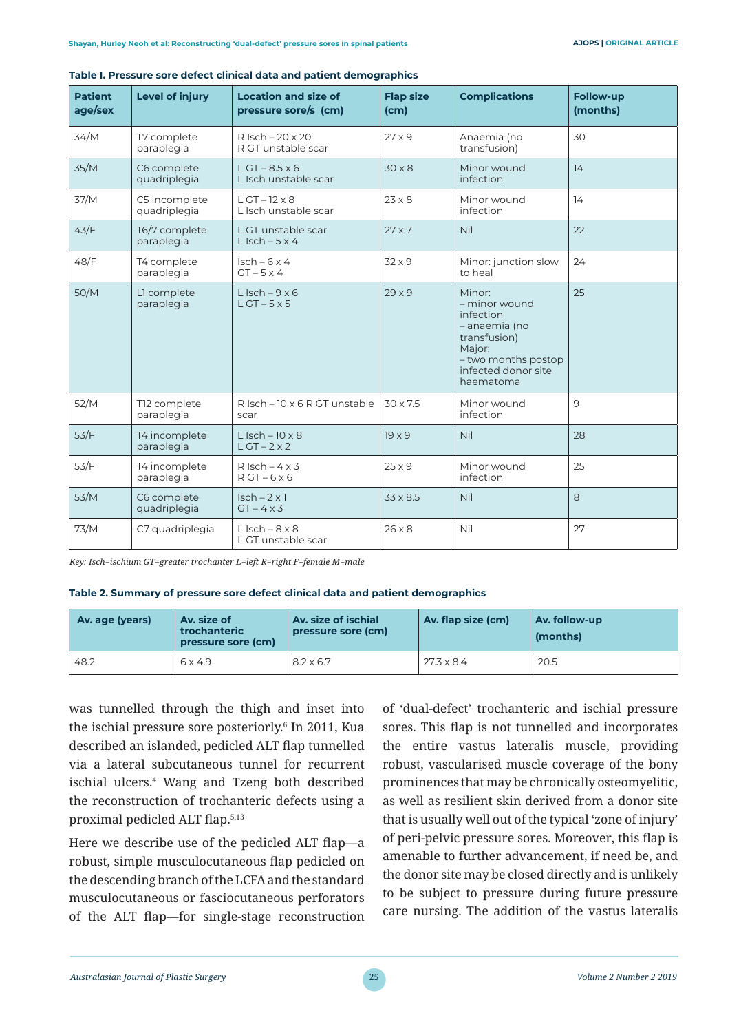**Table I. Pressure sore defect clinical data and patient demographics**

| Patient age/sex | Level of injury | Location and size of pressure sore/s (cm) | Flap size (cm) | Complications | Follow-up (months) |
|---|---|---|---|---|---|
| 34/M | T7 complete paraplegia | R Isch – 20 x 20<br>R GT unstable scar | 27 x 9 | Anaemia (no transfusion) | 30 |
| 35/M | C6 complete quadriplegia | L GT – 8.5 x 6<br>L Isch unstable scar | 30 x 8 | Minor wound infection | 14 |
| 37/M | C5 incomplete quadriplegia | L GT – 12 x 8<br>L Isch unstable scar | 23 x 8 | Minor wound infection | 14 |
| 43/F | T6/7 complete paraplegia | L GT unstable scar<br>L Isch – 5 x 4 | 27 x 7 | Nil | 22 |
| 48/F | T4 complete paraplegia | Isch – 6 x 4<br>GT – 5 x 4 | 32 x 9 | Minor: junction slow to heal | 24 |
| 50/M | L1 complete paraplegia | L Isch – 9 x 6<br>L GT – 5 x 5 | 29 x 9 | Minor:<br>– minor wound infection<br>– anaemia (no transfusion)<br>Major:<br>– two months postop infected donor site haematoma | 25 |
| 52/M | T12 complete paraplegia | R Isch – 10 x 6 R GT unstable scar | 30 x 7.5 | Minor wound infection | 9 |
| 53/F | T4 incomplete paraplegia | L Isch – 10 x 8<br>L GT – 2 x 2 | 19 x 9 | Nil | 28 |
| 53/F | T4 incomplete paraplegia | R Isch – 4 x 3<br>R GT – 6 x 6 | 25 x 9 | Minor wound infection | 25 |
| 53/M | C6 complete quadriplegia | Isch – 2 x 1<br>GT – 4 x 3 | 33 x 8.5 | Nil | 8 |
| 73/M | C7 quadriplegia | L Isch – 8 x 8<br>L GT unstable scar | 26 x 8 | Nil | 27 |

*Key: Isch=ischium GT=greater trochanter L=left R=right F=female M=male*

**Table 2. Summary of pressure sore defect clinical data and patient demographics**

| Av. age (years) | Av. size of trochanteric pressure sore (cm) | Av. size of ischial pressure sore (cm) | Av. flap size (cm) | Av. follow-up (months) |
|---|---|---|---|---|
| 48.2 | 6 x 4.9 | 8.2 x 6.7 | 27.3 x 8.4 | 20.5 |

was tunnelled through the thigh and inset into the ischial pressure sore posteriorly.[6] In 2011, Kua described an islanded, pedicled ALT flap tunnelled via a lateral subcutaneous tunnel for recurrent ischial ulcers.[4] Wang and Tzeng both described the reconstruction of trochanteric defects using a proximal pedicled ALT flap.[5,13]

Here we describe use of the pedicled ALT flap—a robust, simple musculocutaneous flap pedicled on the descending branch of the LCFA and the standard musculocutaneous or fasciocutaneous perforators of the ALT flap—for single-stage reconstruction of 'dual-defect' trochanteric and ischial pressure sores. This flap is not tunnelled and incorporates the entire vastus lateralis muscle, providing robust, vascularised muscle coverage of the bony prominences that may be chronically osteomyelitic, as well as resilient skin derived from a donor site that is usually well out of the typical 'zone of injury' of peri-pelvic pressure sores. Moreover, this flap is amenable to further advancement, if need be, and the donor site may be closed directly and is unlikely to be subject to pressure during future pressure care nursing. The addition of the vastus lateralis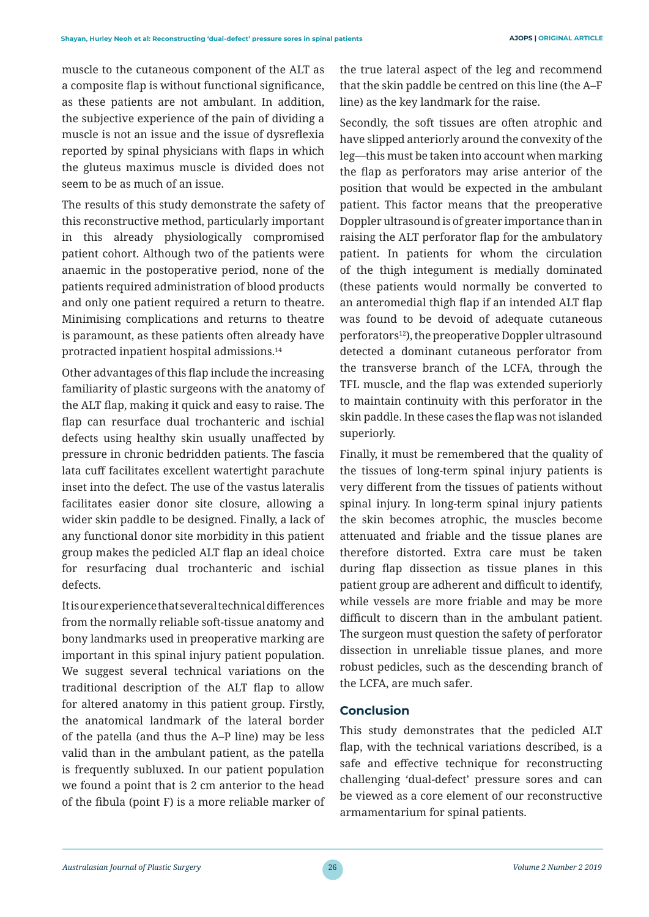muscle to the cutaneous component of the ALT as a composite flap is without functional significance, as these patients are not ambulant. In addition, the subjective experience of the pain of dividing a muscle is not an issue and the issue of dysreflexia reported by spinal physicians with flaps in which the gluteus maximus muscle is divided does not seem to be as much of an issue.

The results of this study demonstrate the safety of this reconstructive method, particularly important in this already physiologically compromised patient cohort. Although two of the patients were anaemic in the postoperative period, none of the patients required administration of blood products and only one patient required a return to theatre. Minimising complications and returns to theatre is paramount, as these patients often already have protracted inpatient hospital admissions.[14]

Other advantages of this flap include the increasing familiarity of plastic surgeons with the anatomy of the ALT flap, making it quick and easy to raise. The flap can resurface dual trochanteric and ischial defects using healthy skin usually unaffected by pressure in chronic bedridden patients. The fascia lata cuff facilitates excellent watertight parachute inset into the defect. The use of the vastus lateralis facilitates easier donor site closure, allowing a wider skin paddle to be designed. Finally, a lack of any functional donor site morbidity in this patient group makes the pedicled ALT flap an ideal choice for resurfacing dual trochanteric and ischial defects.

It is our experience that several technical differences from the normally reliable soft-tissue anatomy and bony landmarks used in preoperative marking are important in this spinal injury patient population. We suggest several technical variations on the traditional description of the ALT flap to allow for altered anatomy in this patient group. Firstly, the anatomical landmark of the lateral border of the patella (and thus the A–P line) may be less valid than in the ambulant patient, as the patella is frequently subluxed. In our patient population we found a point that is 2 cm anterior to the head of the fibula (point F) is a more reliable marker of the true lateral aspect of the leg and recommend that the skin paddle be centred on this line (the A–F line) as the key landmark for the raise.

Secondly, the soft tissues are often atrophic and have slipped anteriorly around the convexity of the leg—this must be taken into account when marking the flap as perforators may arise anterior of the position that would be expected in the ambulant patient. This factor means that the preoperative Doppler ultrasound is of greater importance than in raising the ALT perforator flap for the ambulatory patient. In patients for whom the circulation of the thigh integument is medially dominated (these patients would normally be converted to an anteromedial thigh flap if an intended ALT flap was found to be devoid of adequate cutaneous perforators[12]), the preoperative Doppler ultrasound detected a dominant cutaneous perforator from the transverse branch of the LCFA, through the TFL muscle, and the flap was extended superiorly to maintain continuity with this perforator in the skin paddle. In these cases the flap was not islanded superiorly.

Finally, it must be remembered that the quality of the tissues of long-term spinal injury patients is very different from the tissues of patients without spinal injury. In long-term spinal injury patients the skin becomes atrophic, the muscles become attenuated and friable and the tissue planes are therefore distorted. Extra care must be taken during flap dissection as tissue planes in this patient group are adherent and difficult to identify, while vessels are more friable and may be more difficult to discern than in the ambulant patient. The surgeon must question the safety of perforator dissection in unreliable tissue planes, and more robust pedicles, such as the descending branch of the LCFA, are much safer.

## Conclusion

This study demonstrates that the pedicled ALT flap, with the technical variations described, is a safe and effective technique for reconstructing challenging 'dual-defect' pressure sores and can be viewed as a core element of our reconstructive armamentarium for spinal patients.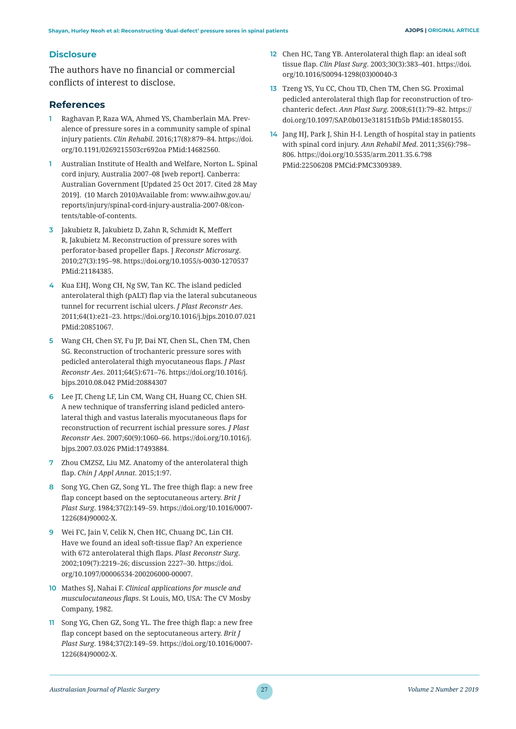## Disclosure

The authors have no financial or commercial conflicts of interest to disclose.

## References

1. Raghavan P, Raza WA, Ahmed YS, Chamberlain MA. Prevalence of pressure sores in a community sample of spinal injury patients. *Clin Rehabil*. 2016;17(8):879–84. https://doi.org/10.1191/0269215503cr692oa PMid:14682560.
1. Australian Institute of Health and Welfare, Norton L. Spinal cord injury, Australia 2007–08 [web report]. Canberra: Australian Government [Updated 25 Oct 2017. Cited 28 May 2019]. (10 March 2010)Available from: www.aihw.gov.au/reports/injury/spinal-cord-injury-australia-2007-08/contents/table-of-contents.
3. Jakubietz R, Jakubietz D, Zahn R, Schmidt K, Meffert R, Jakubietz M. Reconstruction of pressure sores with perforator-based propeller flaps. J *Reconstr Microsurg*. 2010;27(3):195–98. https://doi.org/10.1055/s-0030-1270537 PMid:21184385.
4. Kua EHJ, Wong CH, Ng SW, Tan KC. The island pedicled anterolateral thigh (pALT) flap via the lateral subcutaneous tunnel for recurrent ischial ulcers. *J Plast Reconstr Aes*. 2011;64(1):e21–23. https://doi.org/10.1016/j.bjps.2010.07.021 PMid:20851067.
5. Wang CH, Chen SY, Fu JP, Dai NT, Chen SL, Chen TM, Chen SG. Reconstruction of trochanteric pressure sores with pedicled anterolateral thigh myocutaneous flaps. *J Plast Reconstr Aes*. 2011;64(5):671–76. https://doi.org/10.1016/j.bjps.2010.08.042 PMid:20884307
6. Lee JT, Cheng LF, Lin CM, Wang CH, Huang CC, Chien SH. A new technique of transferring island pedicled anterolateral thigh and vastus lateralis myocutaneous flaps for reconstruction of recurrent ischial pressure sores. *J Plast Reconstr Aes*. 2007;60(9):1060–66. https://doi.org/10.1016/j.bjps.2007.03.026 PMid:17493884.
7. Zhou CMZSZ, Liu MZ. Anatomy of the anterolateral thigh flap. *Chin J Appl Annat*. 2015;1:97.
8. Song YG, Chen GZ, Song YL. The free thigh flap: a new free flap concept based on the septocutaneous artery. *Brit J Plast Surg*. 1984;37(2):149–59. https://doi.org/10.1016/0007-1226(84)90002-X.
9. Wei FC, Jain V, Celik N, Chen HC, Chuang DC, Lin CH. Have we found an ideal soft-tissue flap? An experience with 672 anterolateral thigh flaps. *Plast Reconstr Surg*. 2002;109(7):2219–26; discussion 2227–30. https://doi.org/10.1097/00006534-200206000-00007.
10. Mathes SJ, Nahai F. *Clinical applications for muscle and musculocutaneous flaps*. St Louis, MO, USA: The CV Mosby Company, 1982.
11. Song YG, Chen GZ, Song YL. The free thigh flap: a new free flap concept based on the septocutaneous artery. *Brit J Plast Surg*. 1984;37(2):149–59. https://doi.org/10.1016/0007-1226(84)90002-X.
12. Chen HC, Tang YB. Anterolateral thigh flap: an ideal soft tissue flap. *Clin Plast Surg*. 2003;30(3):383–401. https://doi.org/10.1016/S0094-1298(03)00040-3
13. Tzeng YS, Yu CC, Chou TD, Chen TM, Chen SG. Proximal pedicled anterolateral thigh flap for reconstruction of trochanteric defect. *Ann Plast Surg*. 2008;61(1):79–82. https://doi.org/10.1097/SAP.0b013e318151fb5b PMid:18580155.
14. Jang HJ, Park J, Shin H-I. Length of hospital stay in patients with spinal cord injury. *Ann Rehabil Med*. 2011;35(6):798–806. https://doi.org/10.5535/arm.2011.35.6.798 PMid:22506208 PMCid:PMC3309389.